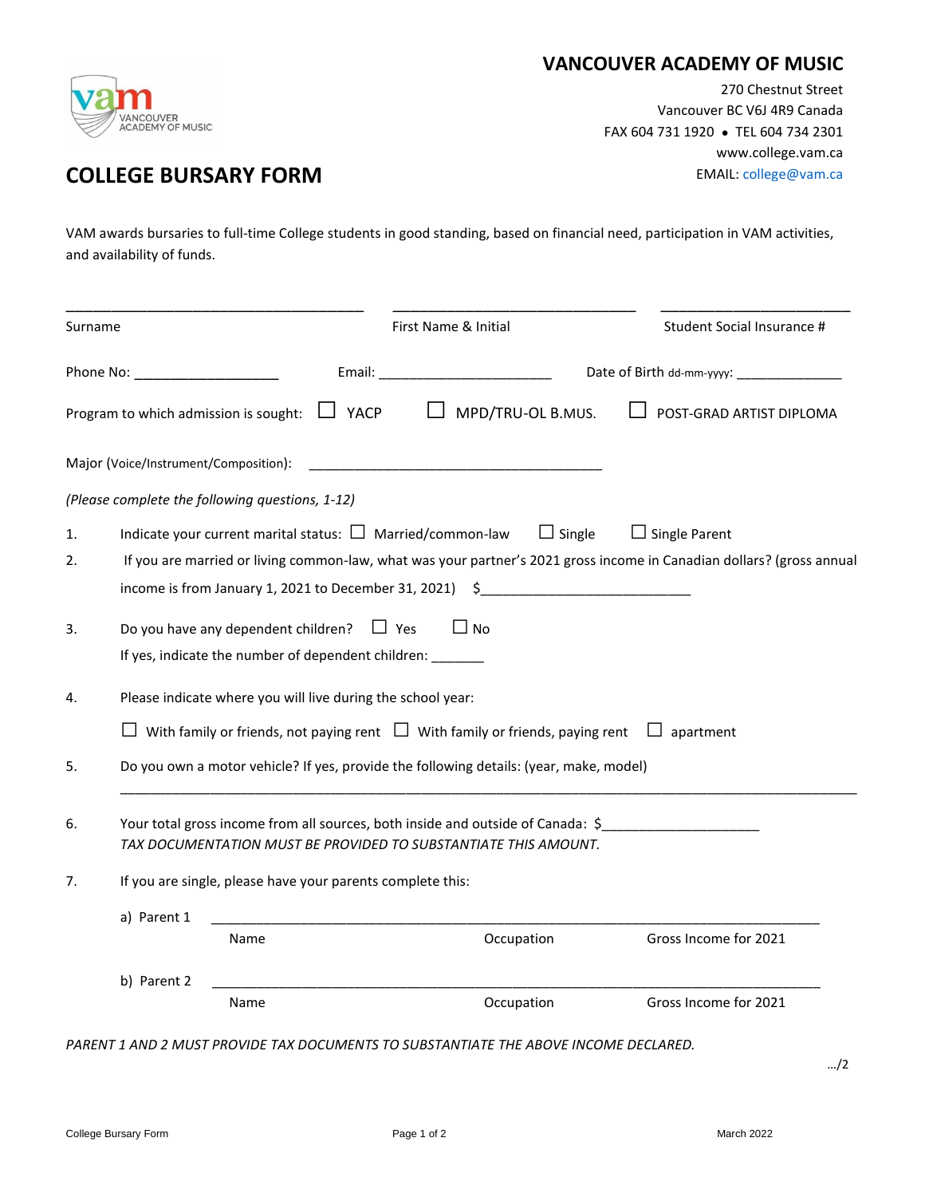# VANCOUVER ACADEMY OF MUSIC

270 Chestnut Street
Vancouver BC V6J 4R9 Canada
FAX 604 731 1920 • TEL 604 734 2301
www.college.vam.ca
EMAIL: college@vam.ca

# COLLEGE BURSARY FORM

VAM awards bursaries to full-time College students in good standing, based on financial need, participation in VAM activities, and availability of funds.

| _______________________ | _______________________ | _______________________ |
|---|---|---|
| Surname | First Name & Initial | Student Social Insurance # |

Phone No: ___________________ Email: _______________________ Date of Birth dd-mm-yyyy: ______________

Program to which admission is sought: ☐ YACP ☐ MPD/TRU-OL B.MUS. ☐ POST-GRAD ARTIST DIPLOMA

Major (Voice/Instrument/Composition): ________________________________________

*(Please complete the following questions, 1-12)*

1. Indicate your current marital status: ☐ Married/common-law ☐ Single ☐ Single Parent
2. If you are married or living common-law, what was your partner's 2021 gross income in Canadian dollars? (gross annual income is from January 1, 2021 to December 31, 2021) $___________________________
3. Do you have any dependent children? ☐ Yes ☐ No

   If yes, indicate the number of dependent children: _______
4. Please indicate where you will live during the school year:

   ☐ With family or friends, not paying rent ☐ With family or friends, paying rent ☐ apartment
5. Do you own a motor vehicle? If yes, provide the following details: (year, make, model)

   ________________________________________________________________________________
6. Your total gross income from all sources, both inside and outside of Canada: $____________________

   *TAX DOCUMENTATION MUST BE PROVIDED TO SUBSTANTIATE THIS AMOUNT.*
7. If you are single, please have your parents complete this:

   a) Parent 1 ________________________________________________________________

   | Name | Occupation | Gross Income for 2021 |
   |---|---|---|

   b) Parent 2 ________________________________________________________________

   | Name | Occupation | Gross Income for 2021 |
   |---|---|---|

*PARENT 1 AND 2 MUST PROVIDE TAX DOCUMENTS TO SUBSTANTIATE THE ABOVE INCOME DECLARED.*

…/2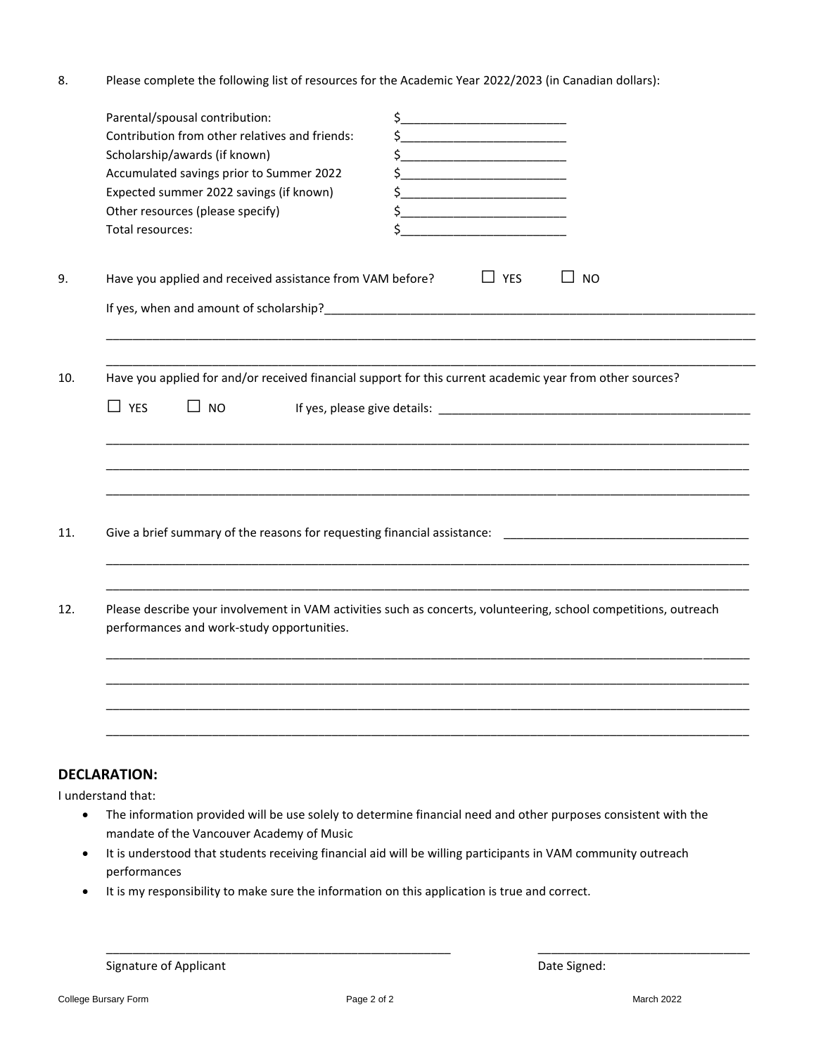8. Please complete the following list of resources for the Academic Year 2022/2023 (in Canadian dollars):

| | |
|---|---|
| Parental/spousal contribution: | $________________________ |
| Contribution from other relatives and friends: | $________________________ |
| Scholarship/awards (if known) | $________________________ |
| Accumulated savings prior to Summer 2022 | $________________________ |
| Expected summer 2022 savings (if known) | $________________________ |
| Other resources (please specify) | $________________________ |
| Total resources: | $________________________ |

9. Have you applied and received assistance from VAM before? ☐ YES ☐ NO

If yes, when and amount of scholarship?_______________________________________________________________

_____________________________________________________________________________________________

_____________________________________________________________________________________________

10. Have you applied for and/or received financial support for this current academic year from other sources?

☐ YES ☐ NO If yes, please give details: _____________________________________________

_____________________________________________________________________________________________

_____________________________________________________________________________________________

_____________________________________________________________________________________________

11. Give a brief summary of the reasons for requesting financial assistance: ___________________________________

_____________________________________________________________________________________________

_____________________________________________________________________________________________

12. Please describe your involvement in VAM activities such as concerts, volunteering, school competitions, outreach performances and work-study opportunities.

_____________________________________________________________________________________________

_____________________________________________________________________________________________

_____________________________________________________________________________________________

_____________________________________________________________________________________________

## DECLARATION:

I understand that:

- The information provided will be use solely to determine financial need and other purposes consistent with the mandate of the Vancouver Academy of Music
- It is understood that students receiving financial aid will be willing participants in VAM community outreach performances
- It is my responsibility to make sure the information on this application is true and correct.

_____________________________________________ _____________________________

Signature of Applicant Date Signed: